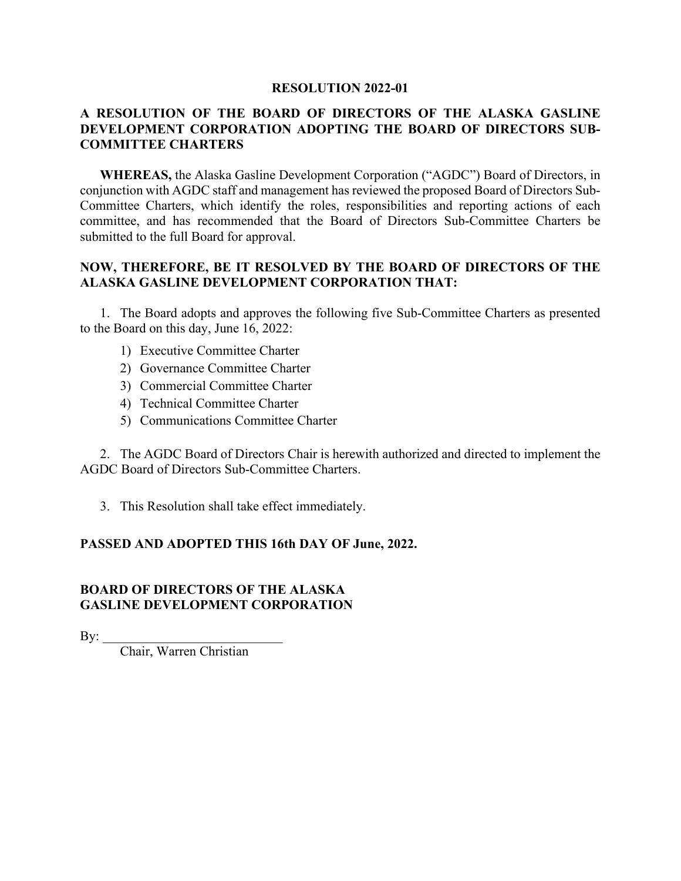# RESOLUTION 2022-01

## A RESOLUTION OF THE BOARD OF DIRECTORS OF THE ALASKA GASLINE DEVELOPMENT CORPORATION ADOPTING THE BOARD OF DIRECTORS SUB-COMMITTEE CHARTERS

**WHEREAS,** the Alaska Gasline Development Corporation ("AGDC") Board of Directors, in conjunction with AGDC staff and management has reviewed the proposed Board of Directors Sub-Committee Charters, which identify the roles, responsibilities and reporting actions of each committee, and has recommended that the Board of Directors Sub-Committee Charters be submitted to the full Board for approval.

**NOW, THEREFORE, BE IT RESOLVED BY THE BOARD OF DIRECTORS OF THE ALASKA GASLINE DEVELOPMENT CORPORATION THAT:**

1. The Board adopts and approves the following five Sub-Committee Charters as presented to the Board on this day, June 16, 2022:
    1) Executive Committee Charter
    2) Governance Committee Charter
    3) Commercial Committee Charter
    4) Technical Committee Charter
    5) Communications Committee Charter

2. The AGDC Board of Directors Chair is herewith authorized and directed to implement the AGDC Board of Directors Sub-Committee Charters.

3. This Resolution shall take effect immediately.

**PASSED AND ADOPTED THIS 16th DAY OF June, 2022.**

**BOARD OF DIRECTORS OF THE ALASKA GASLINE DEVELOPMENT CORPORATION**

By: ___________________________
Chair, Warren Christian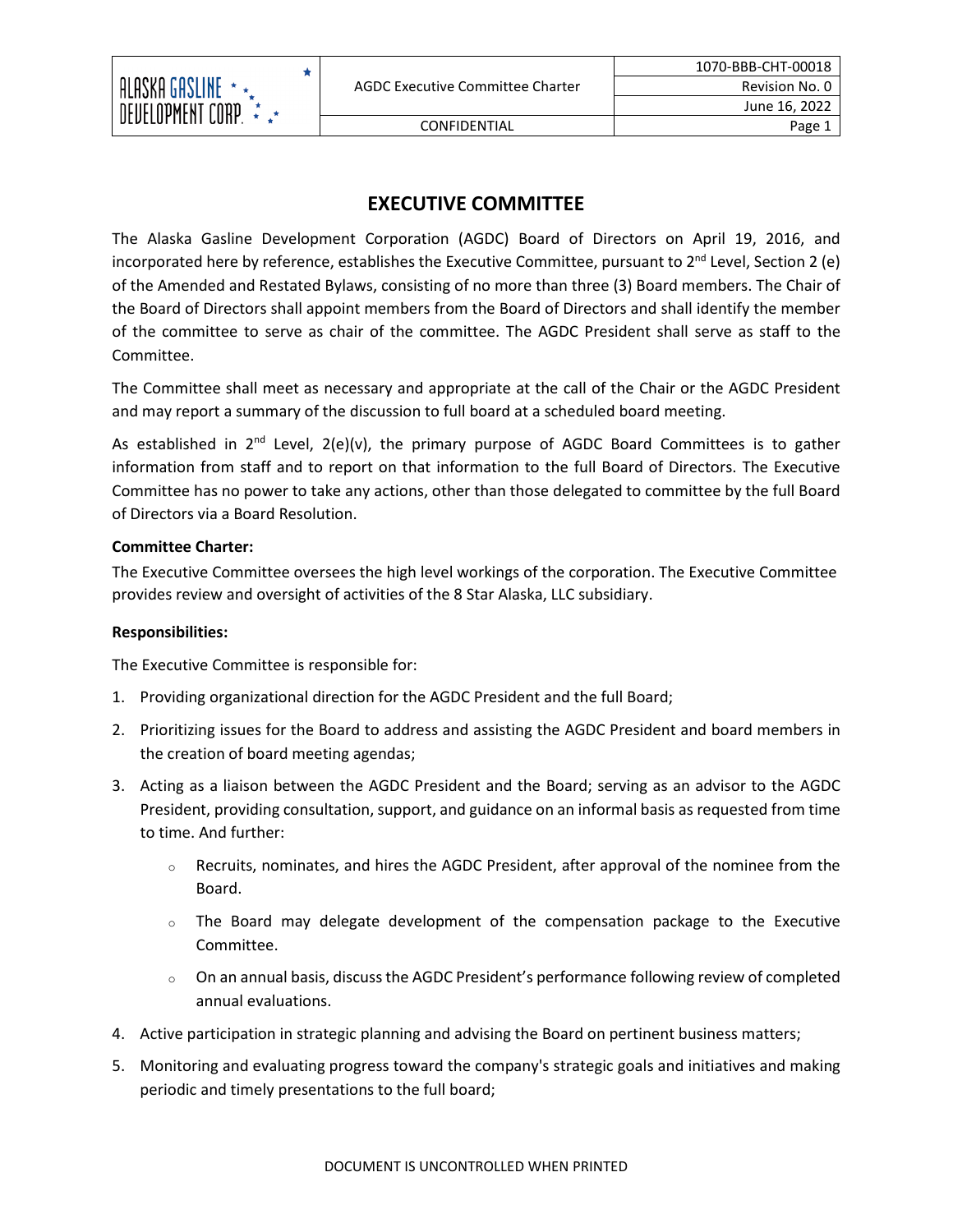# EXECUTIVE COMMITTEE

The Alaska Gasline Development Corporation (AGDC) Board of Directors on April 19, 2016, and incorporated here by reference, establishes the Executive Committee, pursuant to 2nd Level, Section 2 (e) of the Amended and Restated Bylaws, consisting of no more than three (3) Board members. The Chair of the Board of Directors shall appoint members from the Board of Directors and shall identify the member of the committee to serve as chair of the committee. The AGDC President shall serve as staff to the Committee.

The Committee shall meet as necessary and appropriate at the call of the Chair or the AGDC President and may report a summary of the discussion to full board at a scheduled board meeting.

As established in 2nd Level, 2(e)(v), the primary purpose of AGDC Board Committees is to gather information from staff and to report on that information to the full Board of Directors. The Executive Committee has no power to take any actions, other than those delegated to committee by the full Board of Directors via a Board Resolution.

**Committee Charter:**

The Executive Committee oversees the high level workings of the corporation. The Executive Committee provides review and oversight of activities of the 8 Star Alaska, LLC subsidiary.

**Responsibilities:**

The Executive Committee is responsible for:

1. Providing organizational direction for the AGDC President and the full Board;
2. Prioritizing issues for the Board to address and assisting the AGDC President and board members in the creation of board meeting agendas;
3. Acting as a liaison between the AGDC President and the Board; serving as an advisor to the AGDC President, providing consultation, support, and guidance on an informal basis as requested from time to time. And further:
   - Recruits, nominates, and hires the AGDC President, after approval of the nominee from the Board.
   - The Board may delegate development of the compensation package to the Executive Committee.
   - On an annual basis, discuss the AGDC President's performance following review of completed annual evaluations.
4. Active participation in strategic planning and advising the Board on pertinent business matters;
5. Monitoring and evaluating progress toward the company's strategic goals and initiatives and making periodic and timely presentations to the full board;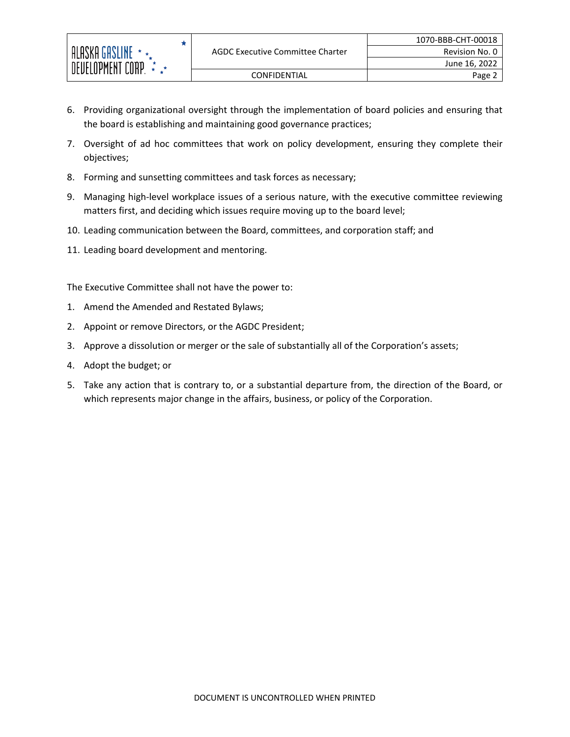6. Providing organizational oversight through the implementation of board policies and ensuring that the board is establishing and maintaining good governance practices;
7. Oversight of ad hoc committees that work on policy development, ensuring they complete their objectives;
8. Forming and sunsetting committees and task forces as necessary;
9. Managing high-level workplace issues of a serious nature, with the executive committee reviewing matters first, and deciding which issues require moving up to the board level;
10. Leading communication between the Board, committees, and corporation staff; and
11. Leading board development and mentoring.

The Executive Committee shall not have the power to:

1. Amend the Amended and Restated Bylaws;
2. Appoint or remove Directors, or the AGDC President;
3. Approve a dissolution or merger or the sale of substantially all of the Corporation's assets;
4. Adopt the budget; or
5. Take any action that is contrary to, or a substantial departure from, the direction of the Board, or which represents major change in the affairs, business, or policy of the Corporation.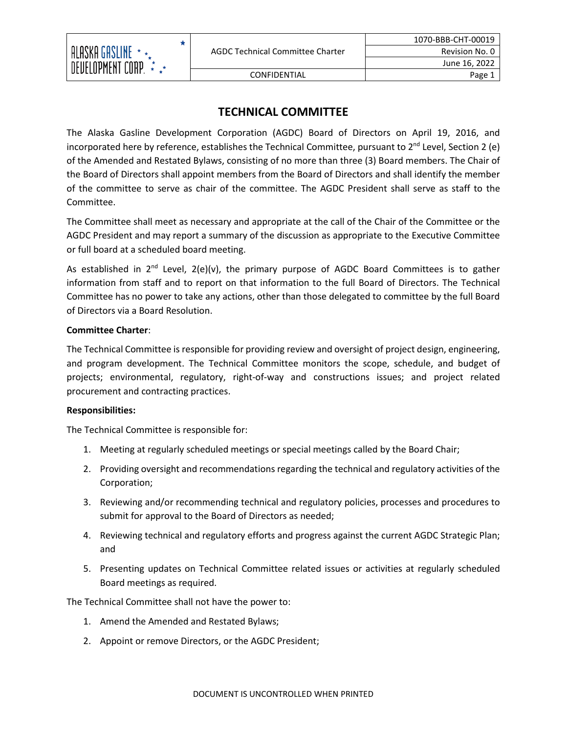# TECHNICAL COMMITTEE

The Alaska Gasline Development Corporation (AGDC) Board of Directors on April 19, 2016, and incorporated here by reference, establishes the Technical Committee, pursuant to 2nd Level, Section 2 (e) of the Amended and Restated Bylaws, consisting of no more than three (3) Board members. The Chair of the Board of Directors shall appoint members from the Board of Directors and shall identify the member of the committee to serve as chair of the committee. The AGDC President shall serve as staff to the Committee.

The Committee shall meet as necessary and appropriate at the call of the Chair of the Committee or the AGDC President and may report a summary of the discussion as appropriate to the Executive Committee or full board at a scheduled board meeting.

As established in 2nd Level, 2(e)(v), the primary purpose of AGDC Board Committees is to gather information from staff and to report on that information to the full Board of Directors. The Technical Committee has no power to take any actions, other than those delegated to committee by the full Board of Directors via a Board Resolution.

**Committee Charter**:

The Technical Committee is responsible for providing review and oversight of project design, engineering, and program development. The Technical Committee monitors the scope, schedule, and budget of projects; environmental, regulatory, right-of-way and constructions issues; and project related procurement and contracting practices.

**Responsibilities:**

The Technical Committee is responsible for:

1. Meeting at regularly scheduled meetings or special meetings called by the Board Chair;
2. Providing oversight and recommendations regarding the technical and regulatory activities of the Corporation;
3. Reviewing and/or recommending technical and regulatory policies, processes and procedures to submit for approval to the Board of Directors as needed;
4. Reviewing technical and regulatory efforts and progress against the current AGDC Strategic Plan; and
5. Presenting updates on Technical Committee related issues or activities at regularly scheduled Board meetings as required.

The Technical Committee shall not have the power to:

1. Amend the Amended and Restated Bylaws;
2. Appoint or remove Directors, or the AGDC President;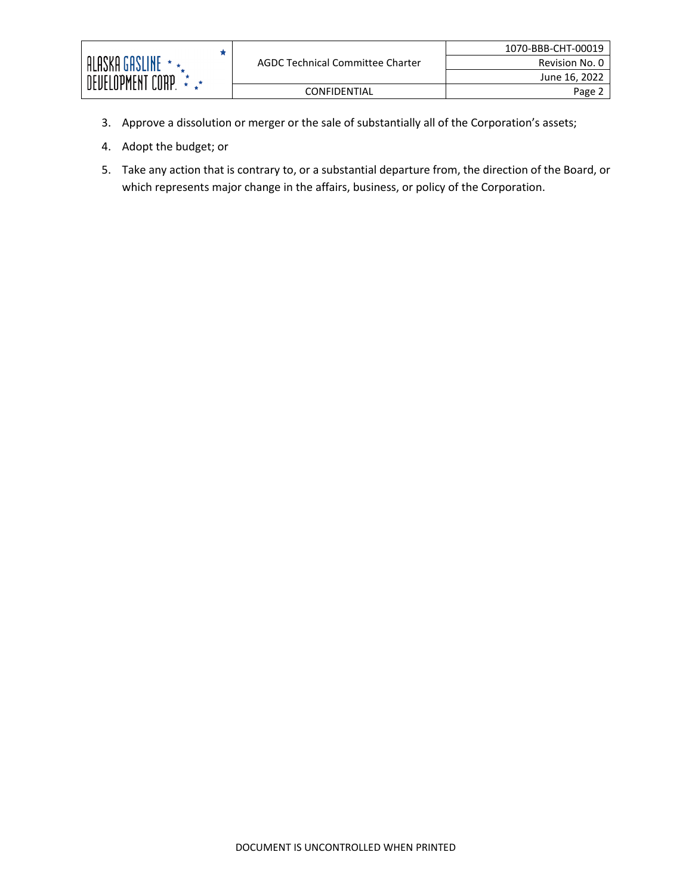3. Approve a dissolution or merger or the sale of substantially all of the Corporation's assets;
4. Adopt the budget; or
5. Take any action that is contrary to, or a substantial departure from, the direction of the Board, or which represents major change in the affairs, business, or policy of the Corporation.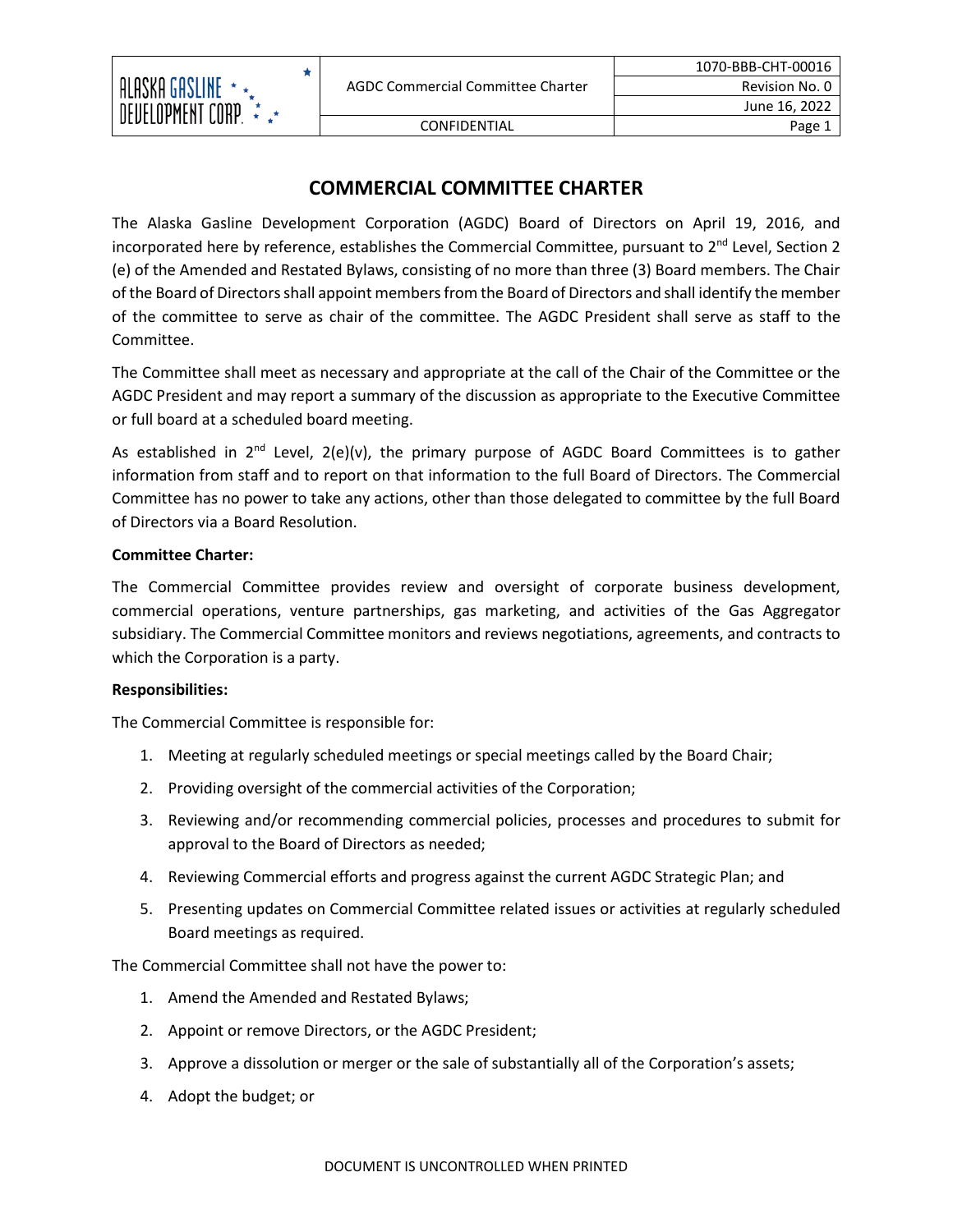# COMMERCIAL COMMITTEE CHARTER

The Alaska Gasline Development Corporation (AGDC) Board of Directors on April 19, 2016, and incorporated here by reference, establishes the Commercial Committee, pursuant to 2nd Level, Section 2 (e) of the Amended and Restated Bylaws, consisting of no more than three (3) Board members. The Chair of the Board of Directors shall appoint members from the Board of Directors and shall identify the member of the committee to serve as chair of the committee. The AGDC President shall serve as staff to the Committee.

The Committee shall meet as necessary and appropriate at the call of the Chair of the Committee or the AGDC President and may report a summary of the discussion as appropriate to the Executive Committee or full board at a scheduled board meeting.

As established in 2nd Level, 2(e)(v), the primary purpose of AGDC Board Committees is to gather information from staff and to report on that information to the full Board of Directors. The Commercial Committee has no power to take any actions, other than those delegated to committee by the full Board of Directors via a Board Resolution.

**Committee Charter:**

The Commercial Committee provides review and oversight of corporate business development, commercial operations, venture partnerships, gas marketing, and activities of the Gas Aggregator subsidiary. The Commercial Committee monitors and reviews negotiations, agreements, and contracts to which the Corporation is a party.

**Responsibilities:**

The Commercial Committee is responsible for:

1. Meeting at regularly scheduled meetings or special meetings called by the Board Chair;
2. Providing oversight of the commercial activities of the Corporation;
3. Reviewing and/or recommending commercial policies, processes and procedures to submit for approval to the Board of Directors as needed;
4. Reviewing Commercial efforts and progress against the current AGDC Strategic Plan; and
5. Presenting updates on Commercial Committee related issues or activities at regularly scheduled Board meetings as required.

The Commercial Committee shall not have the power to:

1. Amend the Amended and Restated Bylaws;
2. Appoint or remove Directors, or the AGDC President;
3. Approve a dissolution or merger or the sale of substantially all of the Corporation's assets;
4. Adopt the budget; or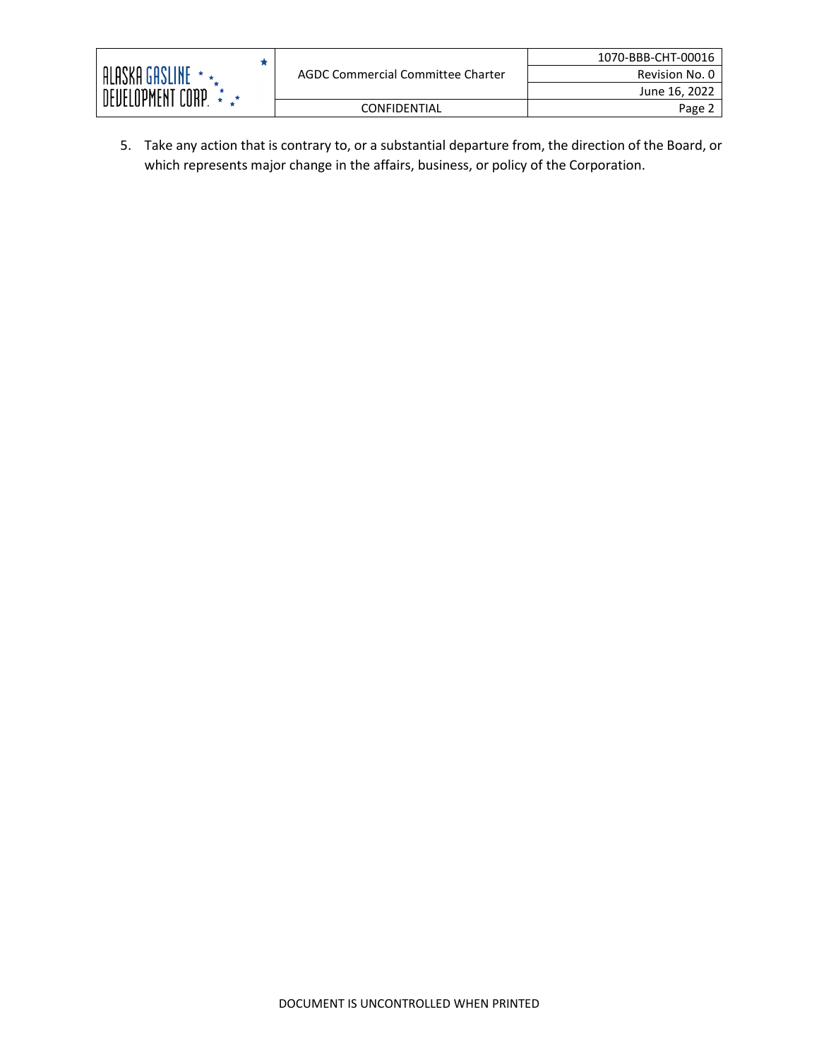5. Take any action that is contrary to, or a substantial departure from, the direction of the Board, or which represents major change in the affairs, business, or policy of the Corporation.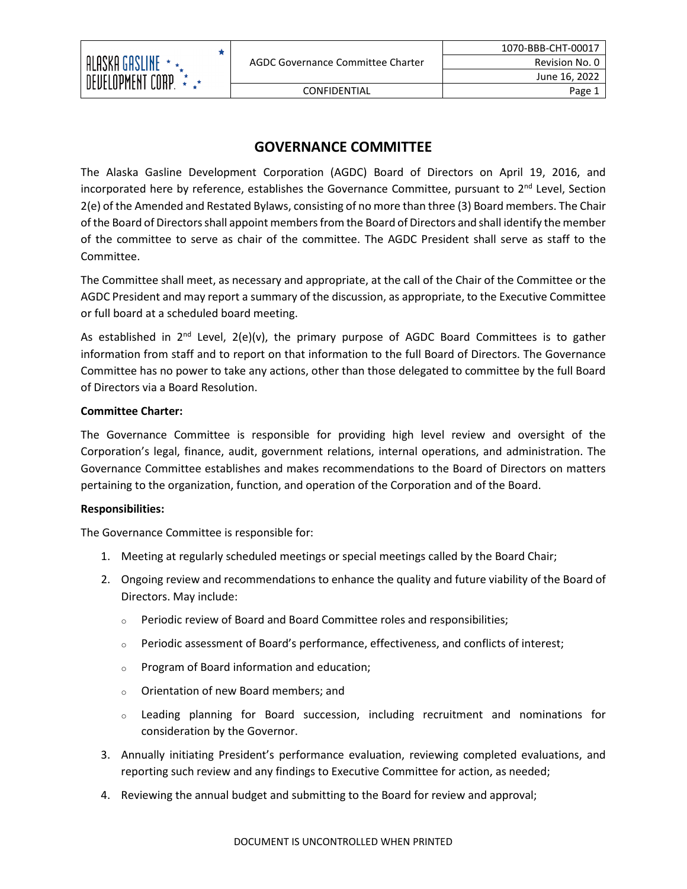# GOVERNANCE COMMITTEE

The Alaska Gasline Development Corporation (AGDC) Board of Directors on April 19, 2016, and incorporated here by reference, establishes the Governance Committee, pursuant to 2nd Level, Section 2(e) of the Amended and Restated Bylaws, consisting of no more than three (3) Board members. The Chair of the Board of Directors shall appoint members from the Board of Directors and shall identify the member of the committee to serve as chair of the committee. The AGDC President shall serve as staff to the Committee.

The Committee shall meet, as necessary and appropriate, at the call of the Chair of the Committee or the AGDC President and may report a summary of the discussion, as appropriate, to the Executive Committee or full board at a scheduled board meeting.

As established in 2nd Level, 2(e)(v), the primary purpose of AGDC Board Committees is to gather information from staff and to report on that information to the full Board of Directors. The Governance Committee has no power to take any actions, other than those delegated to committee by the full Board of Directors via a Board Resolution.

**Committee Charter:**

The Governance Committee is responsible for providing high level review and oversight of the Corporation's legal, finance, audit, government relations, internal operations, and administration. The Governance Committee establishes and makes recommendations to the Board of Directors on matters pertaining to the organization, function, and operation of the Corporation and of the Board.

**Responsibilities:**

The Governance Committee is responsible for:

1. Meeting at regularly scheduled meetings or special meetings called by the Board Chair;
2. Ongoing review and recommendations to enhance the quality and future viability of the Board of Directors. May include:
   - Periodic review of Board and Board Committee roles and responsibilities;
   - Periodic assessment of Board's performance, effectiveness, and conflicts of interest;
   - Program of Board information and education;
   - Orientation of new Board members; and
   - Leading planning for Board succession, including recruitment and nominations for consideration by the Governor.
3. Annually initiating President's performance evaluation, reviewing completed evaluations, and reporting such review and any findings to Executive Committee for action, as needed;
4. Reviewing the annual budget and submitting to the Board for review and approval;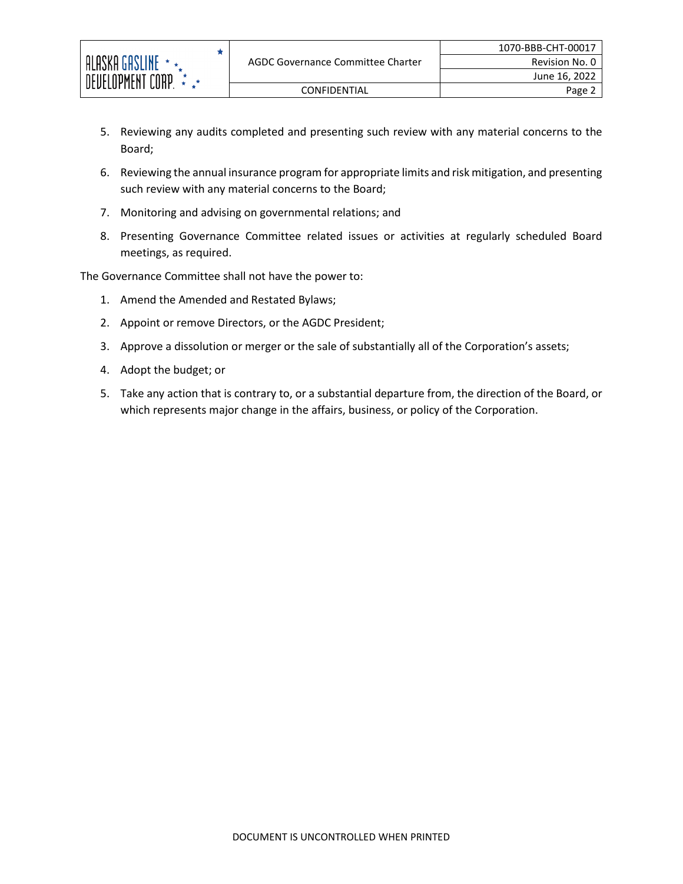5. Reviewing any audits completed and presenting such review with any material concerns to the Board;
6. Reviewing the annual insurance program for appropriate limits and risk mitigation, and presenting such review with any material concerns to the Board;
7. Monitoring and advising on governmental relations; and
8. Presenting Governance Committee related issues or activities at regularly scheduled Board meetings, as required.

The Governance Committee shall not have the power to:

1. Amend the Amended and Restated Bylaws;
2. Appoint or remove Directors, or the AGDC President;
3. Approve a dissolution or merger or the sale of substantially all of the Corporation's assets;
4. Adopt the budget; or
5. Take any action that is contrary to, or a substantial departure from, the direction of the Board, or which represents major change in the affairs, business, or policy of the Corporation.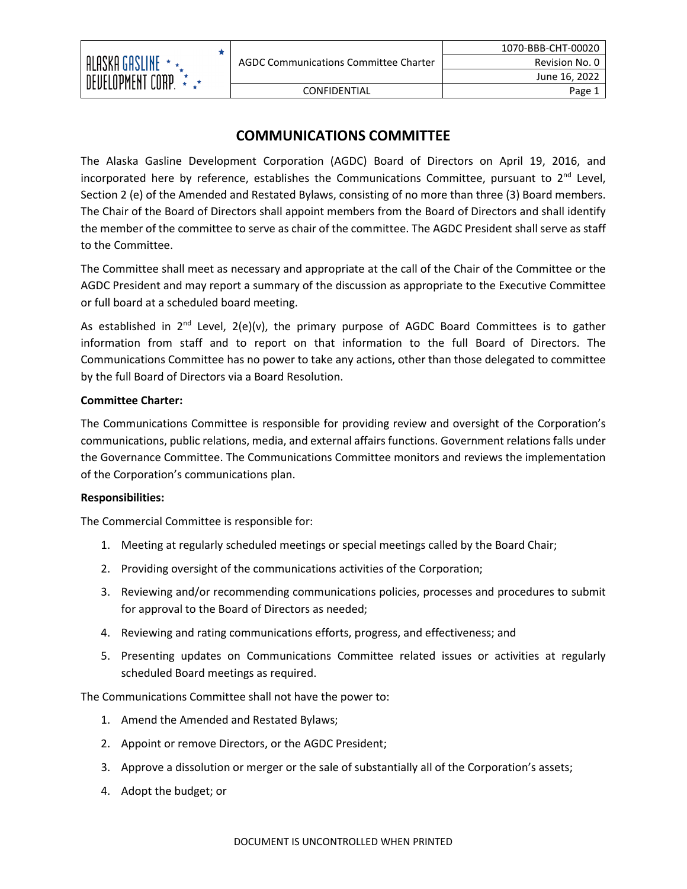# COMMUNICATIONS COMMITTEE

The Alaska Gasline Development Corporation (AGDC) Board of Directors on April 19, 2016, and incorporated here by reference, establishes the Communications Committee, pursuant to 2nd Level, Section 2 (e) of the Amended and Restated Bylaws, consisting of no more than three (3) Board members. The Chair of the Board of Directors shall appoint members from the Board of Directors and shall identify the member of the committee to serve as chair of the committee. The AGDC President shall serve as staff to the Committee.

The Committee shall meet as necessary and appropriate at the call of the Chair of the Committee or the AGDC President and may report a summary of the discussion as appropriate to the Executive Committee or full board at a scheduled board meeting.

As established in 2nd Level, 2(e)(v), the primary purpose of AGDC Board Committees is to gather information from staff and to report on that information to the full Board of Directors. The Communications Committee has no power to take any actions, other than those delegated to committee by the full Board of Directors via a Board Resolution.

**Committee Charter:**

The Communications Committee is responsible for providing review and oversight of the Corporation's communications, public relations, media, and external affairs functions. Government relations falls under the Governance Committee. The Communications Committee monitors and reviews the implementation of the Corporation's communications plan.

**Responsibilities:**

The Commercial Committee is responsible for:

1. Meeting at regularly scheduled meetings or special meetings called by the Board Chair;
2. Providing oversight of the communications activities of the Corporation;
3. Reviewing and/or recommending communications policies, processes and procedures to submit for approval to the Board of Directors as needed;
4. Reviewing and rating communications efforts, progress, and effectiveness; and
5. Presenting updates on Communications Committee related issues or activities at regularly scheduled Board meetings as required.

The Communications Committee shall not have the power to:

1. Amend the Amended and Restated Bylaws;
2. Appoint or remove Directors, or the AGDC President;
3. Approve a dissolution or merger or the sale of substantially all of the Corporation's assets;
4. Adopt the budget; or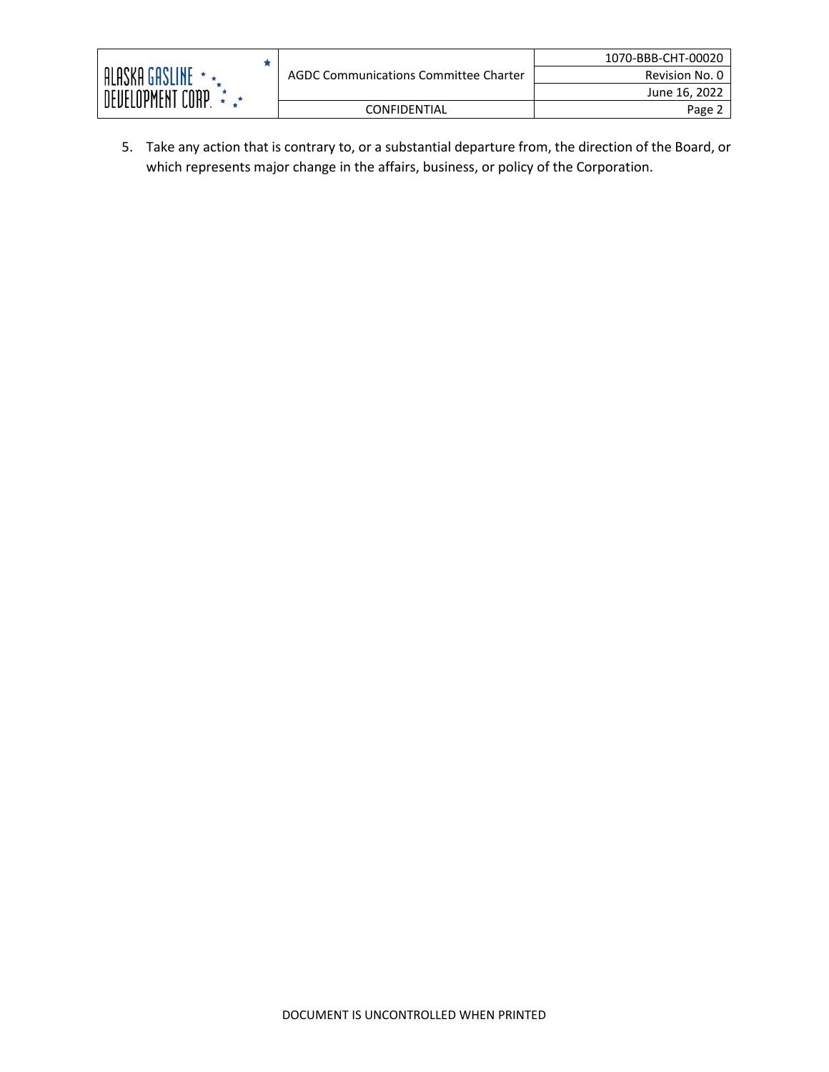5. Take any action that is contrary to, or a substantial departure from, the direction of the Board, or which represents major change in the affairs, business, or policy of the Corporation.